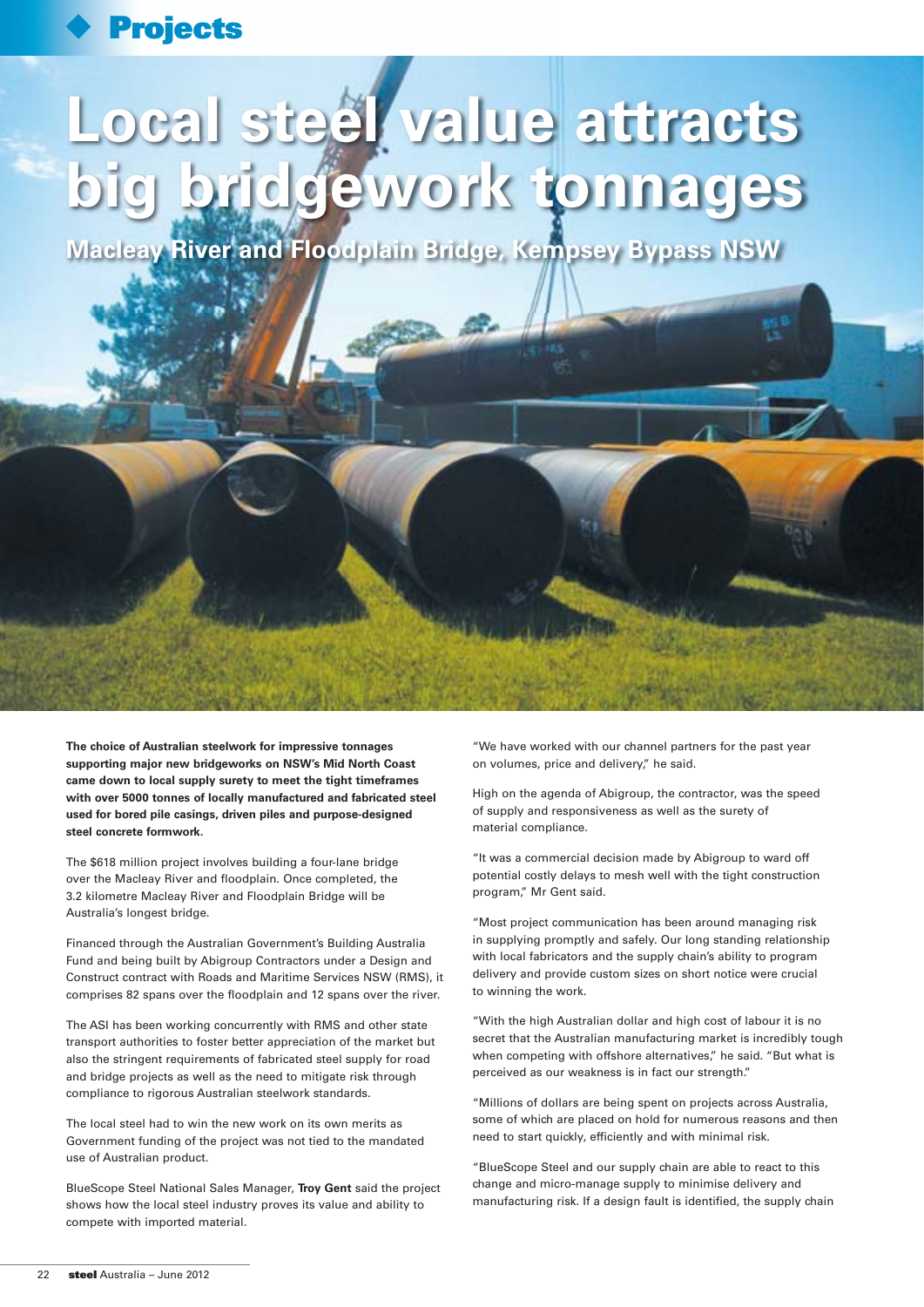# Local steel value attracts big bridgework tonnages

## Macleay River and Floodplain Bridge, Kempsey Bypass NSW

**The choice of Australian steelwork for impressive tonnages supporting major new bridgeworks on NSW's Mid North Coast came down to local supply surety to meet the tight timeframes with over 5000 tonnes of locally manufactured and fabricated steel used for bored pile casings, driven piles and purpose-designed steel concrete formwork.**

The $618 million project involves building a four-lane bridge over the Macleay River and floodplain. Once completed, the 3.2 kilometre Macleay River and Floodplain Bridge will be Australia's longest bridge.

Financed through the Australian Government's Building Australia Fund and being built by Abigroup Contractors under a Design and Construct contract with Roads and Maritime Services NSW (RMS), it comprises 82 spans over the floodplain and 12 spans over the river.

The ASI has been working concurrently with RMS and other state transport authorities to foster better appreciation of the market but also the stringent requirements of fabricated steel supply for road and bridge projects as well as the need to mitigate risk through compliance to rigorous Australian steelwork standards.

The local steel had to win the new work on its own merits as Government funding of the project was not tied to the mandated use of Australian product.

BlueScope Steel National Sales Manager, **Troy Gent** said the project shows how the local steel industry proves its value and ability to compete with imported material.

"We have worked with our channel partners for the past year on volumes, price and delivery," he said.

High on the agenda of Abigroup, the contractor, was the speed of supply and responsiveness as well as the surety of material compliance.

"It was a commercial decision made by Abigroup to ward off potential costly delays to mesh well with the tight construction program," Mr Gent said.

"Most project communication has been around managing risk in supplying promptly and safely. Our long standing relationship with local fabricators and the supply chain's ability to program delivery and provide custom sizes on short notice were crucial to winning the work.

"With the high Australian dollar and high cost of labour it is no secret that the Australian manufacturing market is incredibly tough when competing with offshore alternatives," he said. "But what is perceived as our weakness is in fact our strength."

"Millions of dollars are being spent on projects across Australia, some of which are placed on hold for numerous reasons and then need to start quickly, efficiently and with minimal risk.

"BlueScope Steel and our supply chain are able to react to this change and micro-manage supply to minimise delivery and manufacturing risk. If a design fault is identified, the supply chain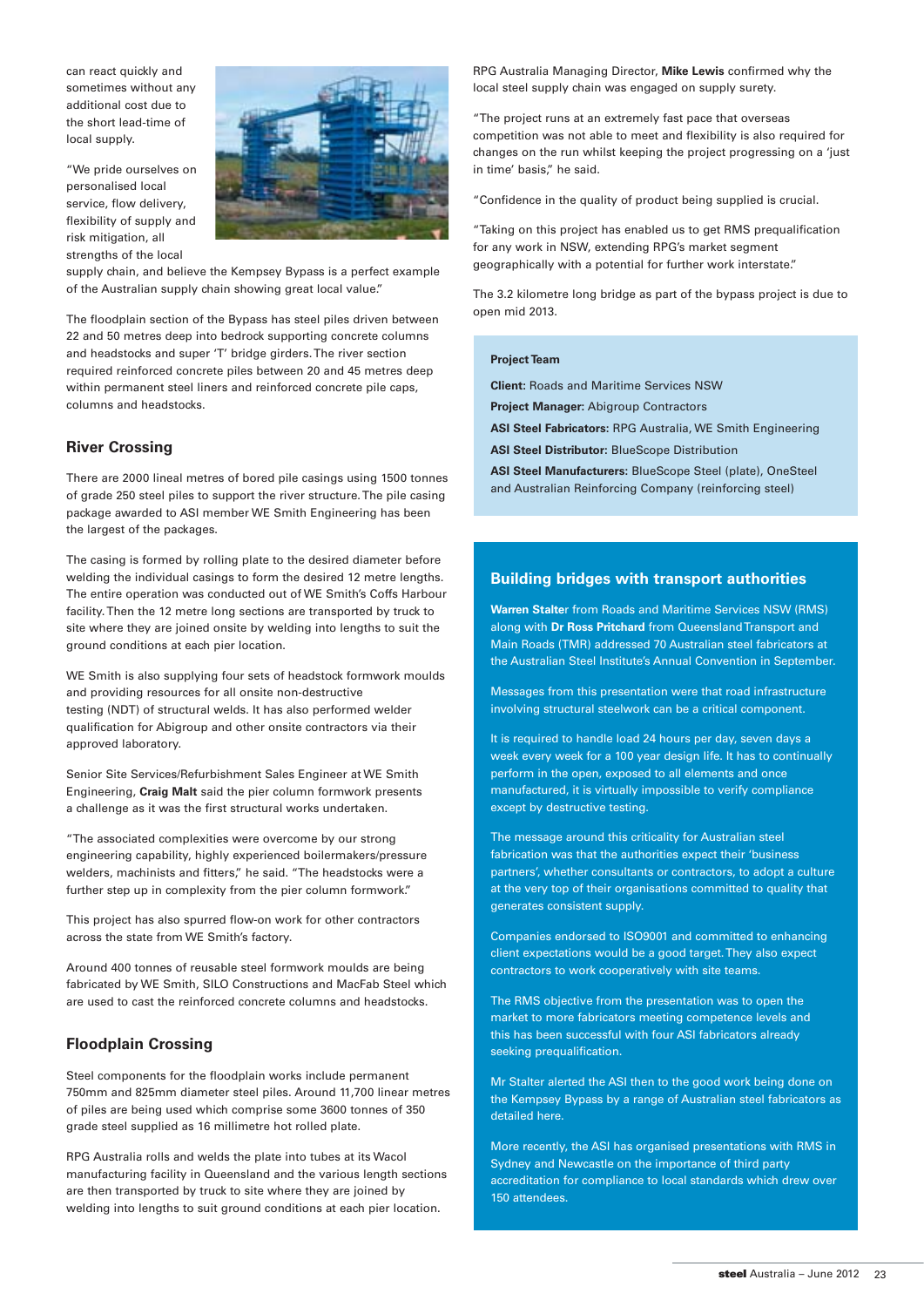can react quickly and sometimes without any additional cost due to the short lead-time of local supply.

"We pride ourselves on personalised local service, flow delivery, flexibility of supply and risk mitigation, all strengths of the local supply chain, and believe the Kempsey Bypass is a perfect example of the Australian supply chain showing great local value."

The floodplain section of the Bypass has steel piles driven between 22 and 50 metres deep into bedrock supporting concrete columns and headstocks and super 'T' bridge girders. The river section required reinforced concrete piles between 20 and 45 metres deep within permanent steel liners and reinforced concrete pile caps, columns and headstocks.

## River Crossing

There are 2000 lineal metres of bored pile casings using 1500 tonnes of grade 250 steel piles to support the river structure. The pile casing package awarded to ASI member WE Smith Engineering has been the largest of the packages.

The casing is formed by rolling plate to the desired diameter before welding the individual casings to form the desired 12 metre lengths. The entire operation was conducted out of WE Smith's Coffs Harbour facility. Then the 12 metre long sections are transported by truck to site where they are joined onsite by welding into lengths to suit the ground conditions at each pier location.

WE Smith is also supplying four sets of headstock formwork moulds and providing resources for all onsite non-destructive testing (NDT) of structural welds. It has also performed welder qualification for Abigroup and other onsite contractors via their approved laboratory.

Senior Site Services/Refurbishment Sales Engineer at WE Smith Engineering, **Craig Malt** said the pier column formwork presents a challenge as it was the first structural works undertaken.

"The associated complexities were overcome by our strong engineering capability, highly experienced boilermakers/pressure welders, machinists and fitters," he said. "The headstocks were a further step up in complexity from the pier column formwork."

This project has also spurred flow-on work for other contractors across the state from WE Smith's factory.

Around 400 tonnes of reusable steel formwork moulds are being fabricated by WE Smith, SILO Constructions and MacFab Steel which are used to cast the reinforced concrete columns and headstocks.

## Floodplain Crossing

Steel components for the floodplain works include permanent 750mm and 825mm diameter steel piles. Around 11,700 linear metres of piles are being used which comprise some 3600 tonnes of 350 grade steel supplied as 16 millimetre hot rolled plate.

RPG Australia rolls and welds the plate into tubes at its Wacol manufacturing facility in Queensland and the various length sections are then transported by truck to site where they are joined by welding into lengths to suit ground conditions at each pier location.

RPG Australia Managing Director, **Mike Lewis** confirmed why the local steel supply chain was engaged on supply surety.

"The project runs at an extremely fast pace that overseas competition was not able to meet and flexibility is also required for changes on the run whilst keeping the project progressing on a 'just in time' basis," he said.

"Confidence in the quality of product being supplied is crucial.

"Taking on this project has enabled us to get RMS prequalification for any work in NSW, extending RPG's market segment geographically with a potential for further work interstate."

The 3.2 kilometre long bridge as part of the bypass project is due to open mid 2013.

**Project Team**

**Client:** Roads and Maritime Services NSW

**Project Manager:** Abigroup Contractors

**ASI Steel Fabricators:** RPG Australia, WE Smith Engineering

**ASI Steel Distributor:** BlueScope Distribution

**ASI Steel Manufacturers:** BlueScope Steel (plate), OneSteel and Australian Reinforcing Company (reinforcing steel)

## Building bridges with transport authorities

**Warren Stalter** from Roads and Maritime Services NSW (RMS) along with **Dr Ross Pritchard** from Queensland Transport and Main Roads (TMR) addressed 70 Australian steel fabricators at the Australian Steel Institute's Annual Convention in September.

Messages from this presentation were that road infrastructure involving structural steelwork can be a critical component.

It is required to handle load 24 hours per day, seven days a week every week for a 100 year design life. It has to continually perform in the open, exposed to all elements and once manufactured, it is virtually impossible to verify compliance except by destructive testing.

The message around this criticality for Australian steel fabrication was that the authorities expect their 'business partners', whether consultants or contractors, to adopt a culture at the very top of their organisations committed to quality that generates consistent supply.

Companies endorsed to ISO9001 and committed to enhancing client expectations would be a good target. They also expect contractors to work cooperatively with site teams.

The RMS objective from the presentation was to open the market to more fabricators meeting competence levels and this has been successful with four ASI fabricators already seeking prequalification.

Mr Stalter alerted the ASI then to the good work being done on the Kempsey Bypass by a range of Australian steel fabricators as detailed here.

More recently, the ASI has organised presentations with RMS in Sydney and Newcastle on the importance of third party accreditation for compliance to local standards which drew over 150 attendees.